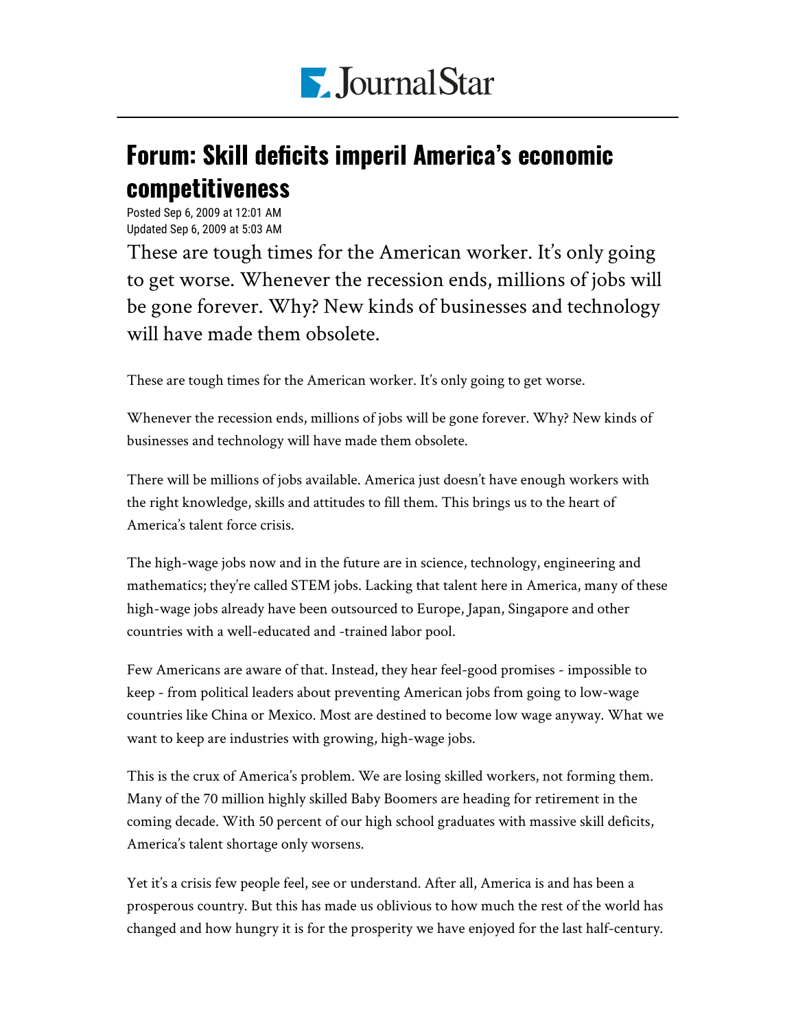# Forum: Skill deficits imperil America's economic competitiveness

Posted Sep 6, 2009 at 12:01 AM
Updated Sep 6, 2009 at 5:03 AM

These are tough times for the American worker. It's only going to get worse. Whenever the recession ends, millions of jobs will be gone forever. Why? New kinds of businesses and technology will have made them obsolete.

These are tough times for the American worker. It's only going to get worse.

Whenever the recession ends, millions of jobs will be gone forever. Why? New kinds of businesses and technology will have made them obsolete.

There will be millions of jobs available. America just doesn't have enough workers with the right knowledge, skills and attitudes to fill them. This brings us to the heart of America's talent force crisis.

The high-wage jobs now and in the future are in science, technology, engineering and mathematics; they're called STEM jobs. Lacking that talent here in America, many of these high-wage jobs already have been outsourced to Europe, Japan, Singapore and other countries with a well-educated and -trained labor pool.

Few Americans are aware of that. Instead, they hear feel-good promises - impossible to keep - from political leaders about preventing American jobs from going to low-wage countries like China or Mexico. Most are destined to become low wage anyway. What we want to keep are industries with growing, high-wage jobs.

This is the crux of America's problem. We are losing skilled workers, not forming them. Many of the 70 million highly skilled Baby Boomers are heading for retirement in the coming decade. With 50 percent of our high school graduates with massive skill deficits, America's talent shortage only worsens.

Yet it's a crisis few people feel, see or understand. After all, America is and has been a prosperous country. But this has made us oblivious to how much the rest of the world has changed and how hungry it is for the prosperity we have enjoyed for the last half-century.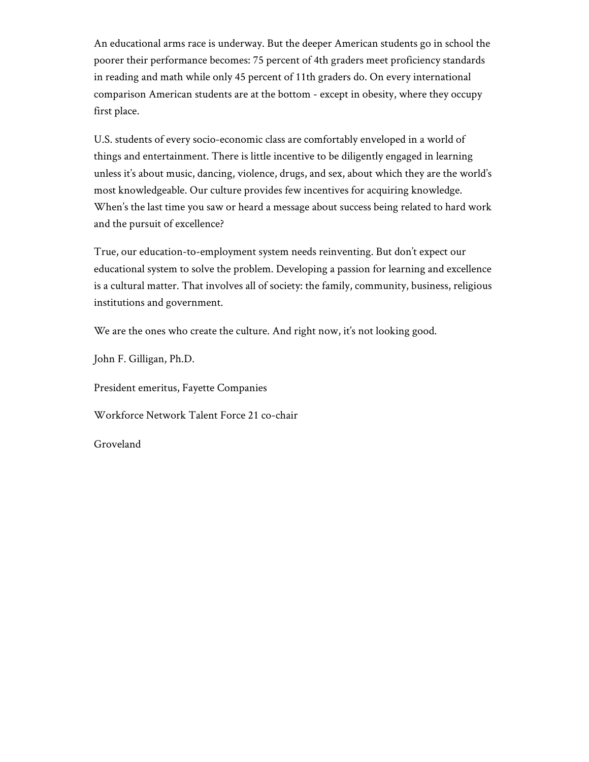An educational arms race is underway. But the deeper American students go in school the poorer their performance becomes: 75 percent of 4th graders meet proficiency standards in reading and math while only 45 percent of 11th graders do. On every international comparison American students are at the bottom - except in obesity, where they occupy first place.

U.S. students of every socio-economic class are comfortably enveloped in a world of things and entertainment. There is little incentive to be diligently engaged in learning unless it's about music, dancing, violence, drugs, and sex, about which they are the world's most knowledgeable. Our culture provides few incentives for acquiring knowledge. When's the last time you saw or heard a message about success being related to hard work and the pursuit of excellence?

True, our education-to-employment system needs reinventing. But don't expect our educational system to solve the problem. Developing a passion for learning and excellence is a cultural matter. That involves all of society: the family, community, business, religious institutions and government.

We are the ones who create the culture. And right now, it's not looking good.

John F. Gilligan, Ph.D.

President emeritus, Fayette Companies

Workforce Network Talent Force 21 co-chair

Groveland